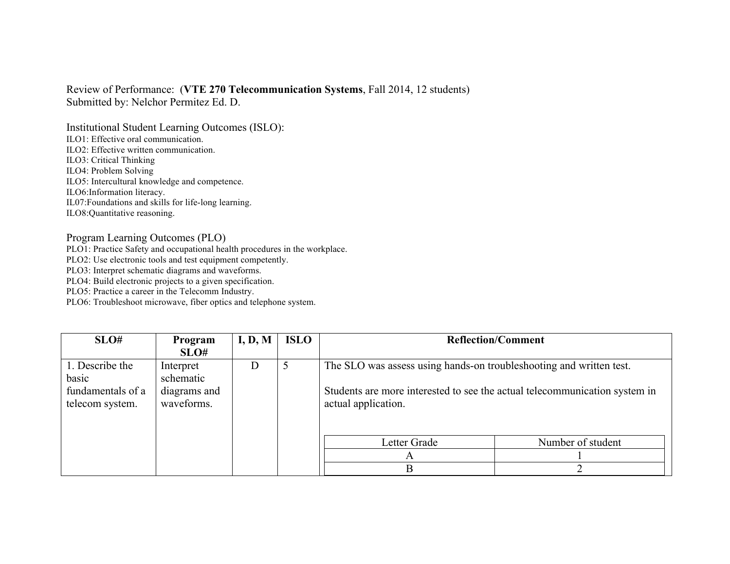Review of Performance: (**VTE 270 Telecommunication Systems**, Fall 2014, 12 students)
Submitted by: Nelchor Permitez Ed. D.

Institutional Student Learning Outcomes (ISLO):

ILO1: Effective oral communication.
ILO2: Effective written communication.
ILO3: Critical Thinking
ILO4: Problem Solving
ILO5: Intercultural knowledge and competence.
ILO6:Information literacy.
IL07:Foundations and skills for life-long learning.
ILO8:Quantitative reasoning.

Program Learning Outcomes (PLO)

PLO1: Practice Safety and occupational health procedures in the workplace.
PLO2: Use electronic tools and test equipment competently.
PLO3: Interpret schematic diagrams and waveforms.
PLO4: Build electronic projects to a given specification.
PLO5: Practice a career in the Telecomm Industry.
PLO6: Troubleshoot microwave, fiber optics and telephone system.

| SLO# | Program SLO# | I, D, M | ISLO | Reflection/Comment |
|---|---|---|---|---|
| 1. Describe the basic fundamentals of a telecom system. | Interpret schematic diagrams and waveforms. | D | 5 | The SLO was assess using hands-on troubleshooting and written test.<br><br>Students are more interested to see the actual telecommunication system in actual application.<br><br>Letter Grade: A – Number of student: 1<br>Letter Grade: B – Number of student: 2 |

| Letter Grade | Number of student |
|---|---|
| A | 1 |
| B | 2 |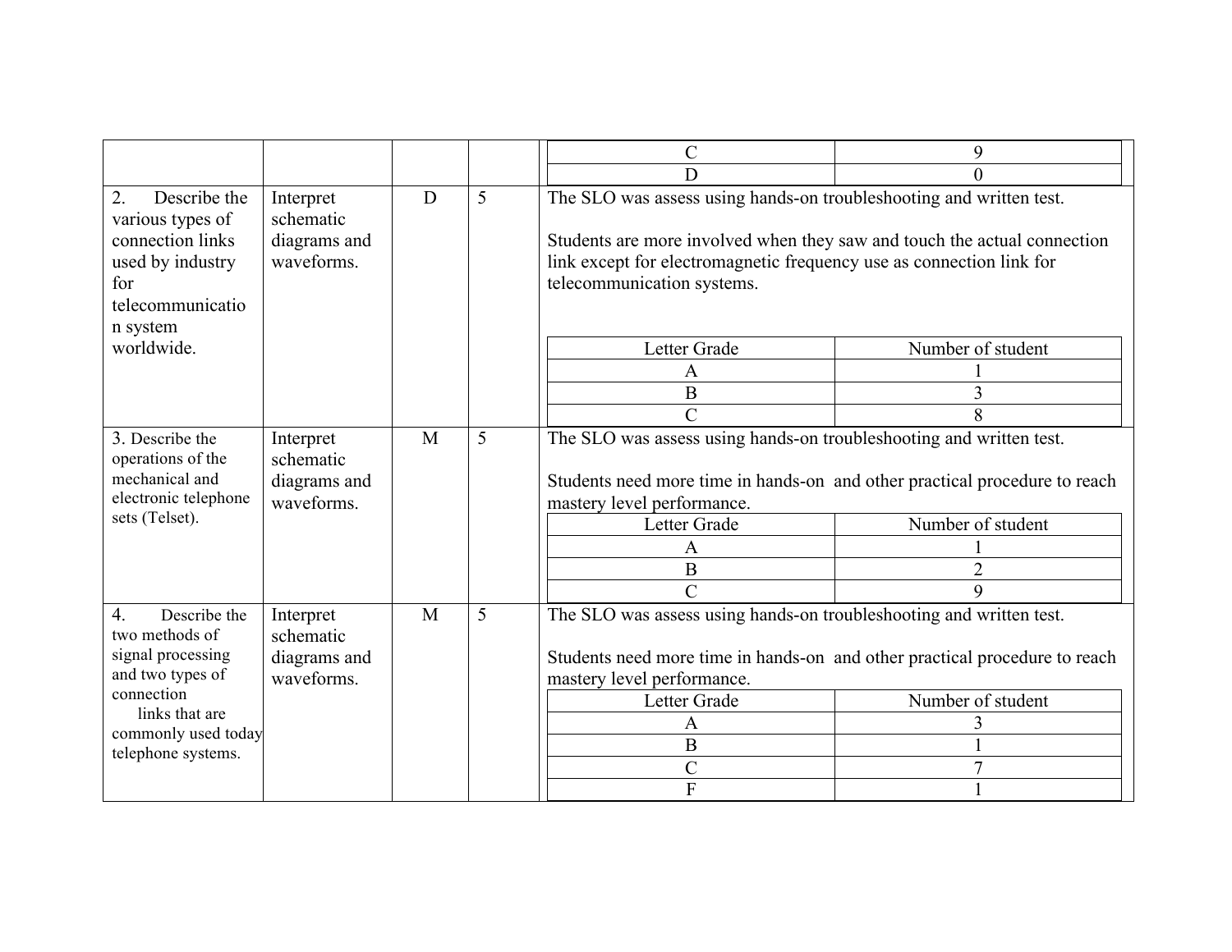| | | | | |
|---|---|---|---|---|
| | | | | C: 9<br>D: 0 |
| 2. Describe the various types of connection links used by industry for telecommunication system worldwide. | Interpret schematic diagrams and waveforms. | D | 5 | The SLO was assess using hands-on troubleshooting and written test.<br><br>Students are more involved when they saw and touch the actual connection link except for electromagnetic frequency use as connection link for telecommunication systems.<br><br>Letter Grade / Number of student<br>A: 1<br>B: 3<br>C: 8 |
| 3. Describe the operations of the mechanical and electronic telephone sets (Telset). | Interpret schematic diagrams and waveforms. | M | 5 | The SLO was assess using hands-on troubleshooting and written test.<br><br>Students need more time in hands-on and other practical procedure to reach mastery level performance.<br><br>Letter Grade / Number of student<br>A: 1<br>B: 2<br>C: 9 |
| 4. Describe the two methods of signal processing and two types of connection links that are commonly used today telephone systems. | Interpret schematic diagrams and waveforms. | M | 5 | The SLO was assess using hands-on troubleshooting and written test.<br><br>Students need more time in hands-on and other practical procedure to reach mastery level performance.<br><br>Letter Grade / Number of student<br>A: 3<br>B: 1<br>C: 7<br>F: 1 |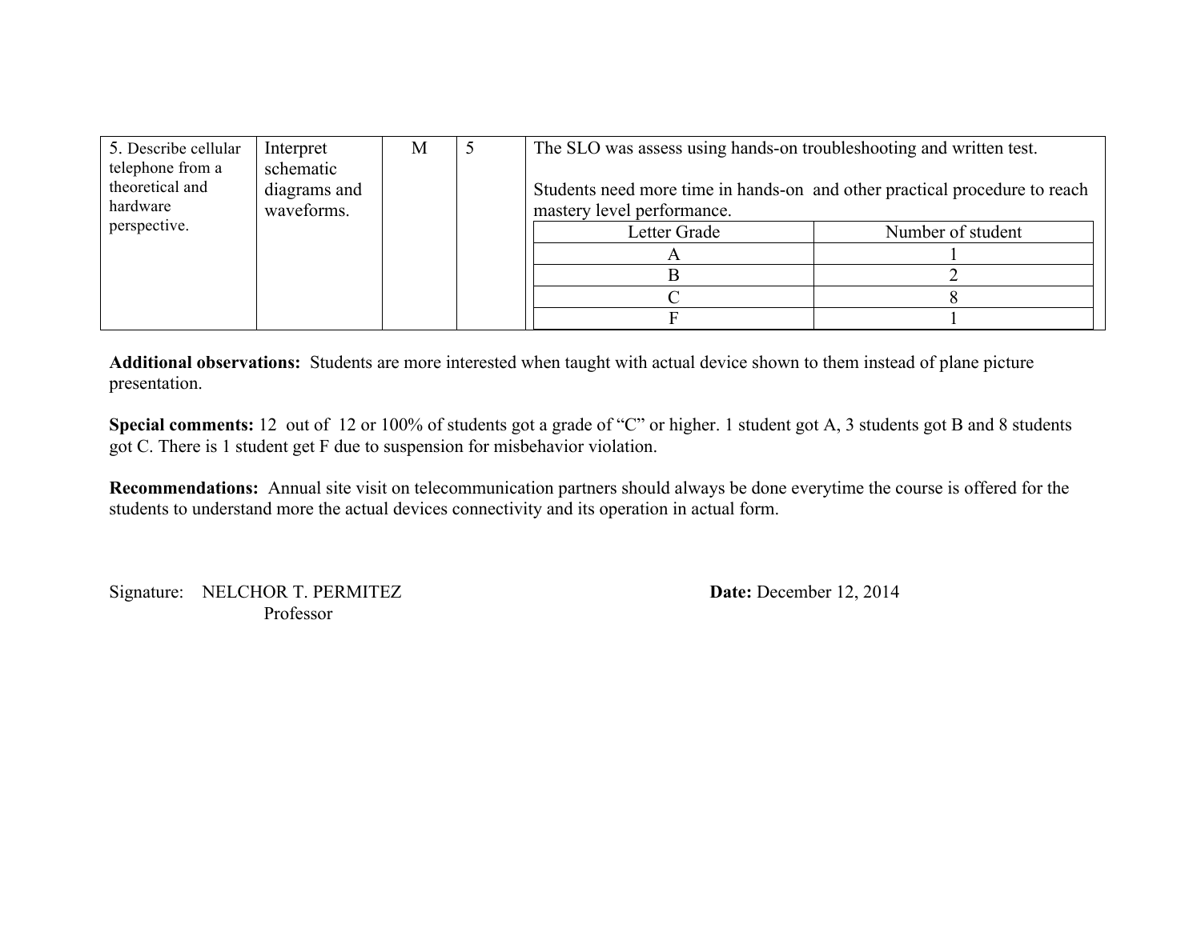| | | | | |
|---|---|---|---|---|
| 5. Describe cellular telephone from a theoretical and hardware perspective. | Interpret schematic diagrams and waveforms. | M | 5 | The SLO was assess using hands-on troubleshooting and written test.<br><br>Students need more time in hands-on and other practical procedure to reach mastery level performance. |

| Letter Grade | Number of student |
|---|---|
| A | 1 |
| B | 2 |
| C | 8 |
| F | 1 |

**Additional observations:** Students are more interested when taught with actual device shown to them instead of plane picture presentation.

**Special comments:** 12 out of 12 or 100% of students got a grade of "C" or higher. 1 student got A, 3 students got B and 8 students got C. There is 1 student get F due to suspension for misbehavior violation.

**Recommendations:** Annual site visit on telecommunication partners should always be done everytime the course is offered for the students to understand more the actual devices connectivity and its operation in actual form.

Signature: NELCHOR T. PERMITEZ
Professor

**Date:** December 12, 2014